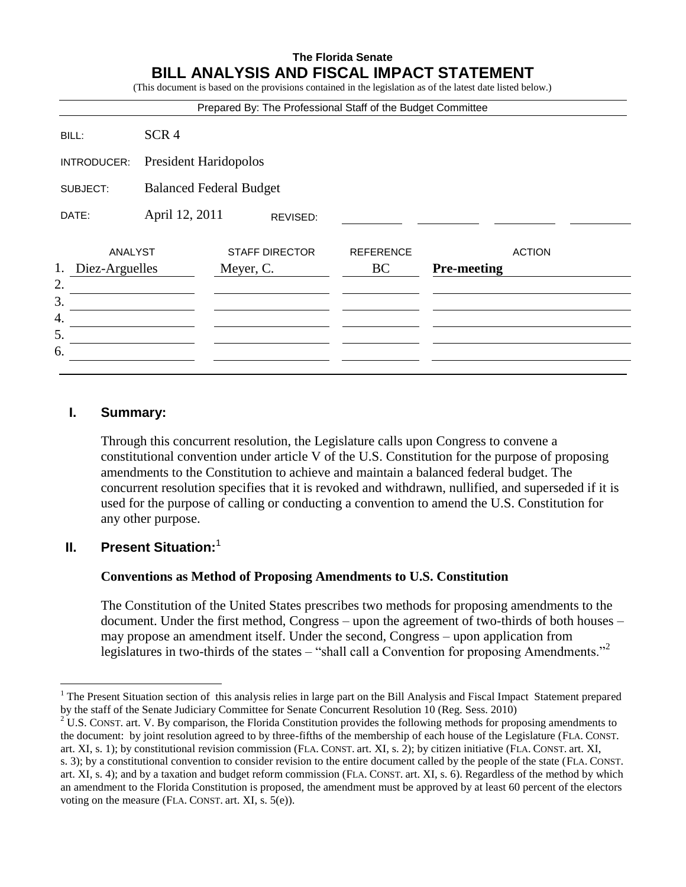**The Florida Senate**

# BILL ANALYSIS AND FISCAL IMPACT STATEMENT

(This document is based on the provisions contained in the legislation as of the latest date listed below.)

Prepared By: The Professional Staff of the Budget Committee

| | |
|---|---|
| BILL: | SCR 4 |
| INTRODUCER: | President Haridopolos |
| SUBJECT: | Balanced Federal Budget |
| DATE: | April 12, 2011 REVISED: |

| | ANALYST | STAFF DIRECTOR | REFERENCE | ACTION |
|---|---|---|---|---|
| 1. | Diez-Arguelles | Meyer, C. | BC | **Pre-meeting** |
| 2. | | | | |
| 3. | | | | |
| 4. | | | | |
| 5. | | | | |
| 6. | | | | |

## I. Summary:

Through this concurrent resolution, the Legislature calls upon Congress to convene a constitutional convention under article V of the U.S. Constitution for the purpose of proposing amendments to the Constitution to achieve and maintain a balanced federal budget. The concurrent resolution specifies that it is revoked and withdrawn, nullified, and superseded if it is used for the purpose of calling or conducting a convention to amend the U.S. Constitution for any other purpose.

## II. Present Situation:[1]

### Conventions as Method of Proposing Amendments to U.S. Constitution

The Constitution of the United States prescribes two methods for proposing amendments to the document. Under the first method, Congress – upon the agreement of two-thirds of both houses – may propose an amendment itself. Under the second, Congress – upon application from legislatures in two-thirds of the states – "shall call a Convention for proposing Amendments."[2]

---

[1] The Present Situation section of this analysis relies in large part on the Bill Analysis and Fiscal Impact Statement prepared by the staff of the Senate Judiciary Committee for Senate Concurrent Resolution 10 (Reg. Sess. 2010)

[2] U.S. CONST. art. V. By comparison, the Florida Constitution provides the following methods for proposing amendments to the document: by joint resolution agreed to by three-fifths of the membership of each house of the Legislature (FLA. CONST. art. XI, s. 1); by constitutional revision commission (FLA. CONST. art. XI, s. 2); by citizen initiative (FLA. CONST. art. XI, s. 3); by a constitutional convention to consider revision to the entire document called by the people of the state (FLA. CONST. art. XI, s. 4); and by a taxation and budget reform commission (FLA. CONST. art. XI, s. 6). Regardless of the method by which an amendment to the Florida Constitution is proposed, the amendment must be approved by at least 60 percent of the electors voting on the measure (FLA. CONST. art. XI, s. 5(e)).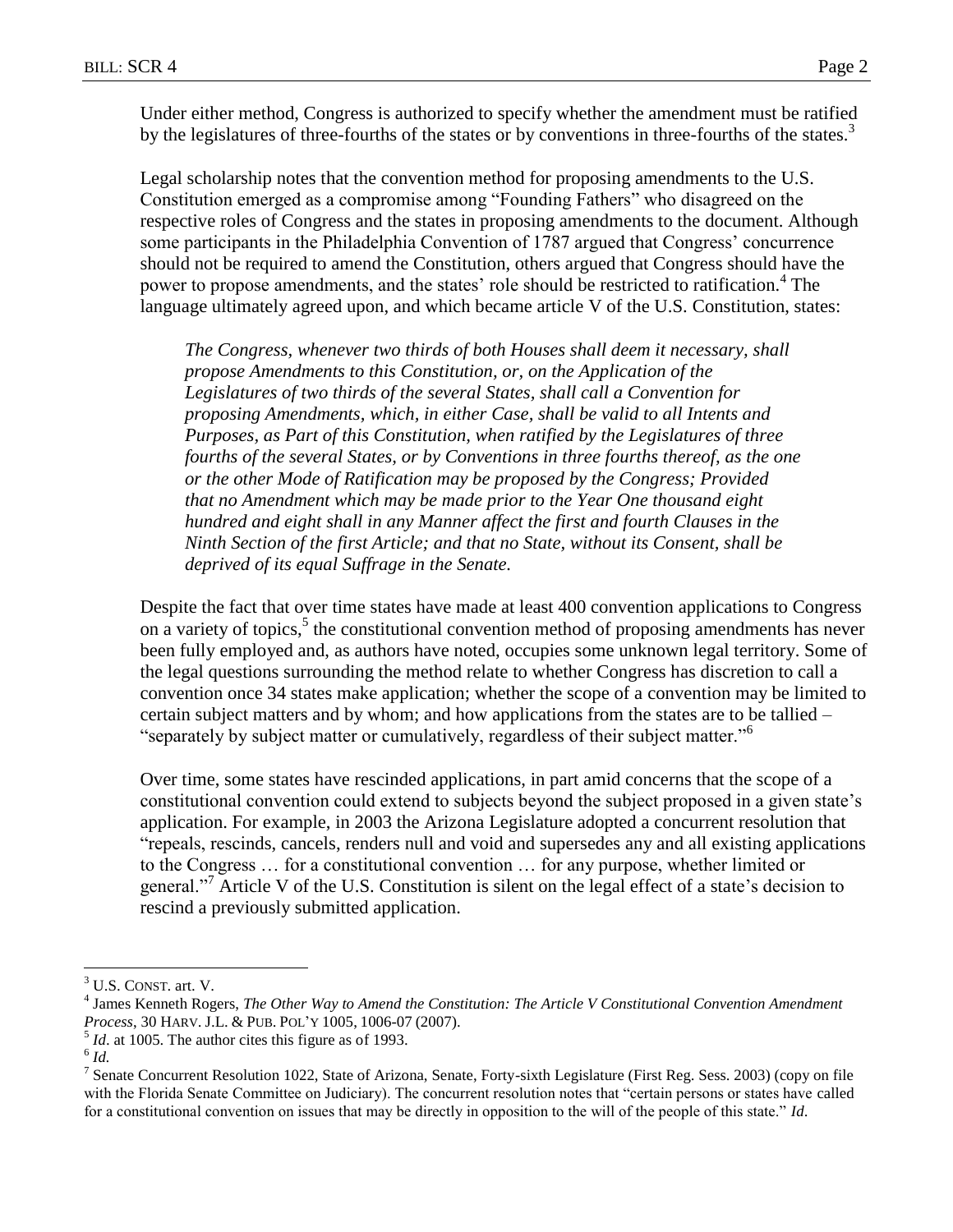Under either method, Congress is authorized to specify whether the amendment must be ratified by the legislatures of three-fourths of the states or by conventions in three-fourths of the states.[3]

Legal scholarship notes that the convention method for proposing amendments to the U.S. Constitution emerged as a compromise among "Founding Fathers" who disagreed on the respective roles of Congress and the states in proposing amendments to the document. Although some participants in the Philadelphia Convention of 1787 argued that Congress' concurrence should not be required to amend the Constitution, others argued that Congress should have the power to propose amendments, and the states' role should be restricted to ratification.[4] The language ultimately agreed upon, and which became article V of the U.S. Constitution, states:

> *The Congress, whenever two thirds of both Houses shall deem it necessary, shall propose Amendments to this Constitution, or, on the Application of the Legislatures of two thirds of the several States, shall call a Convention for proposing Amendments, which, in either Case, shall be valid to all Intents and Purposes, as Part of this Constitution, when ratified by the Legislatures of three fourths of the several States, or by Conventions in three fourths thereof, as the one or the other Mode of Ratification may be proposed by the Congress; Provided that no Amendment which may be made prior to the Year One thousand eight hundred and eight shall in any Manner affect the first and fourth Clauses in the Ninth Section of the first Article; and that no State, without its Consent, shall be deprived of its equal Suffrage in the Senate.*

Despite the fact that over time states have made at least 400 convention applications to Congress on a variety of topics,[5] the constitutional convention method of proposing amendments has never been fully employed and, as authors have noted, occupies some unknown legal territory. Some of the legal questions surrounding the method relate to whether Congress has discretion to call a convention once 34 states make application; whether the scope of a convention may be limited to certain subject matters and by whom; and how applications from the states are to be tallied – "separately by subject matter or cumulatively, regardless of their subject matter."[6]

Over time, some states have rescinded applications, in part amid concerns that the scope of a constitutional convention could extend to subjects beyond the subject proposed in a given state's application. For example, in 2003 the Arizona Legislature adopted a concurrent resolution that "repeals, rescinds, cancels, renders null and void and supersedes any and all existing applications to the Congress … for a constitutional convention … for any purpose, whether limited or general."[7] Article V of the U.S. Constitution is silent on the legal effect of a state's decision to rescind a previously submitted application.

---

[3] U.S. CONST. art. V.

[4] James Kenneth Rogers, *The Other Way to Amend the Constitution: The Article V Constitutional Convention Amendment Process*, 30 HARV. J.L. & PUB. POL'Y 1005, 1006-07 (2007).

[5] *Id.* at 1005. The author cites this figure as of 1993.

[6] *Id.*

[7] Senate Concurrent Resolution 1022, State of Arizona, Senate, Forty-sixth Legislature (First Reg. Sess. 2003) (copy on file with the Florida Senate Committee on Judiciary). The concurrent resolution notes that "certain persons or states have called for a constitutional convention on issues that may be directly in opposition to the will of the people of this state." *Id.*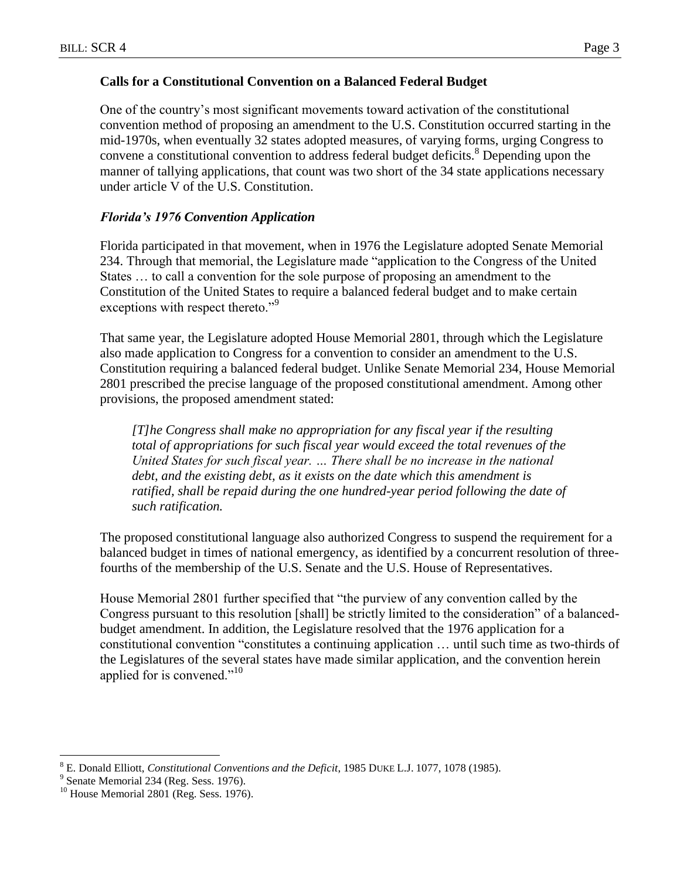**Calls for a Constitutional Convention on a Balanced Federal Budget**

One of the country's most significant movements toward activation of the constitutional convention method of proposing an amendment to the U.S. Constitution occurred starting in the mid-1970s, when eventually 32 states adopted measures, of varying forms, urging Congress to convene a constitutional convention to address federal budget deficits.[8] Depending upon the manner of tallying applications, that count was two short of the 34 state applications necessary under article V of the U.S. Constitution.

***Florida's 1976 Convention Application***

Florida participated in that movement, when in 1976 the Legislature adopted Senate Memorial 234. Through that memorial, the Legislature made "application to the Congress of the United States … to call a convention for the sole purpose of proposing an amendment to the Constitution of the United States to require a balanced federal budget and to make certain exceptions with respect thereto."[9]

That same year, the Legislature adopted House Memorial 2801, through which the Legislature also made application to Congress for a convention to consider an amendment to the U.S. Constitution requiring a balanced federal budget. Unlike Senate Memorial 234, House Memorial 2801 prescribed the precise language of the proposed constitutional amendment. Among other provisions, the proposed amendment stated:

> *[T]he Congress shall make no appropriation for any fiscal year if the resulting total of appropriations for such fiscal year would exceed the total revenues of the United States for such fiscal year. … There shall be no increase in the national debt, and the existing debt, as it exists on the date which this amendment is ratified, shall be repaid during the one hundred-year period following the date of such ratification.*

The proposed constitutional language also authorized Congress to suspend the requirement for a balanced budget in times of national emergency, as identified by a concurrent resolution of three-fourths of the membership of the U.S. Senate and the U.S. House of Representatives.

House Memorial 2801 further specified that "the purview of any convention called by the Congress pursuant to this resolution [shall] be strictly limited to the consideration" of a balanced-budget amendment. In addition, the Legislature resolved that the 1976 application for a constitutional convention "constitutes a continuing application … until such time as two-thirds of the Legislatures of the several states have made similar application, and the convention herein applied for is convened."[10]

---

[8] E. Donald Elliott, *Constitutional Conventions and the Deficit*, 1985 DUKE L.J. 1077, 1078 (1985).

[9] Senate Memorial 234 (Reg. Sess. 1976).

[10] House Memorial 2801 (Reg. Sess. 1976).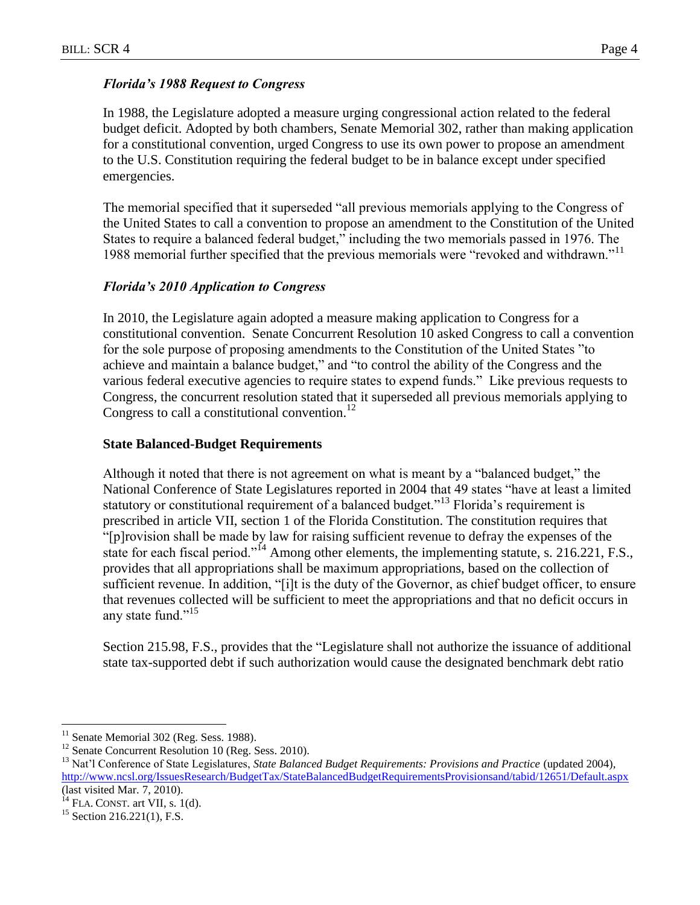### *Florida's 1988 Request to Congress*

In 1988, the Legislature adopted a measure urging congressional action related to the federal budget deficit. Adopted by both chambers, Senate Memorial 302, rather than making application for a constitutional convention, urged Congress to use its own power to propose an amendment to the U.S. Constitution requiring the federal budget to be in balance except under specified emergencies.

The memorial specified that it superseded "all previous memorials applying to the Congress of the United States to call a convention to propose an amendment to the Constitution of the United States to require a balanced federal budget," including the two memorials passed in 1976. The 1988 memorial further specified that the previous memorials were "revoked and withdrawn."[11]

### *Florida's 2010 Application to Congress*

In 2010, the Legislature again adopted a measure making application to Congress for a constitutional convention. Senate Concurrent Resolution 10 asked Congress to call a convention for the sole purpose of proposing amendments to the Constitution of the United States "to achieve and maintain a balance budget," and "to control the ability of the Congress and the various federal executive agencies to require states to expend funds." Like previous requests to Congress, the concurrent resolution stated that it superseded all previous memorials applying to Congress to call a constitutional convention.[12]

## **State Balanced-Budget Requirements**

Although it noted that there is not agreement on what is meant by a "balanced budget," the National Conference of State Legislatures reported in 2004 that 49 states "have at least a limited statutory or constitutional requirement of a balanced budget."[13] Florida's requirement is prescribed in article VII, section 1 of the Florida Constitution. The constitution requires that "[p]rovision shall be made by law for raising sufficient revenue to defray the expenses of the state for each fiscal period."[14] Among other elements, the implementing statute, s. 216.221, F.S., provides that all appropriations shall be maximum appropriations, based on the collection of sufficient revenue. In addition, "[i]t is the duty of the Governor, as chief budget officer, to ensure that revenues collected will be sufficient to meet the appropriations and that no deficit occurs in any state fund."[15]

Section 215.98, F.S., provides that the "Legislature shall not authorize the issuance of additional state tax-supported debt if such authorization would cause the designated benchmark debt ratio

---

[11] Senate Memorial 302 (Reg. Sess. 1988).

[12] Senate Concurrent Resolution 10 (Reg. Sess. 2010).

[13] Nat'l Conference of State Legislatures, *State Balanced Budget Requirements: Provisions and Practice* (updated 2004), http://www.ncsl.org/IssuesResearch/BudgetTax/StateBalancedBudgetRequirementsProvisionsand/tabid/12651/Default.aspx (last visited Mar. 7, 2010).

[14] FLA. CONST. art VII, s. 1(d).

[15] Section 216.221(1), F.S.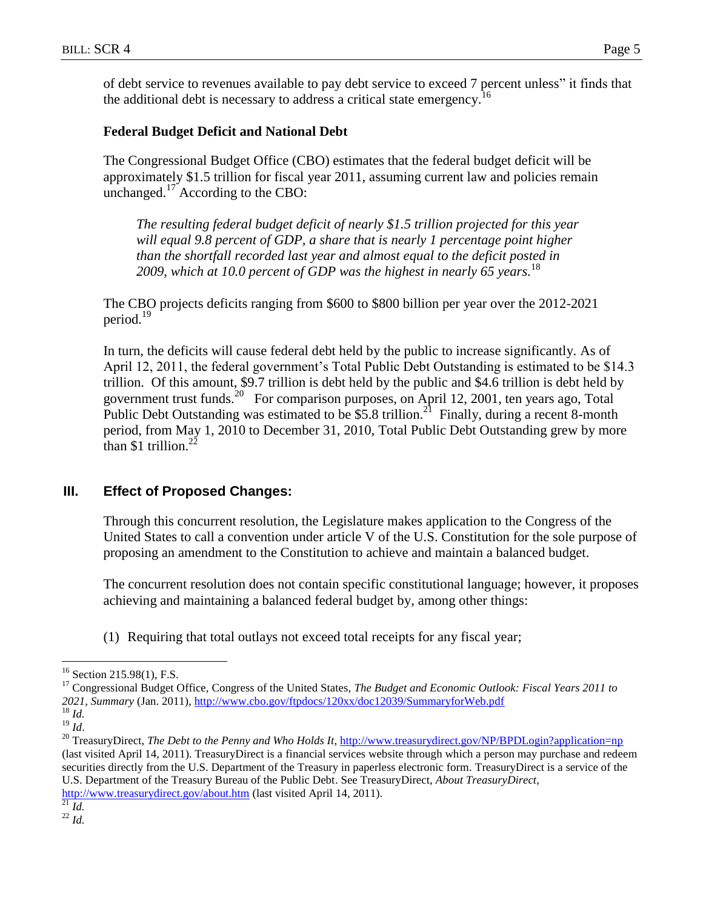of debt service to revenues available to pay debt service to exceed 7 percent unless" it finds that the additional debt is necessary to address a critical state emergency.[16]

**Federal Budget Deficit and National Debt**

The Congressional Budget Office (CBO) estimates that the federal budget deficit will be approximately $1.5 trillion for fiscal year 2011, assuming current law and policies remain unchanged.[17] According to the CBO:

> *The resulting federal budget deficit of nearly $1.5 trillion projected for this year will equal 9.8 percent of GDP, a share that is nearly 1 percentage point higher than the shortfall recorded last year and almost equal to the deficit posted in 2009, which at 10.0 percent of GDP was the highest in nearly 65 years.*[18]

The CBO projects deficits ranging from $600 to $800 billion per year over the 2012-2021 period.[19]

In turn, the deficits will cause federal debt held by the public to increase significantly. As of April 12, 2011, the federal government's Total Public Debt Outstanding is estimated to be $14.3 trillion. Of this amount, $9.7 trillion is debt held by the public and $4.6 trillion is debt held by government trust funds.[20] For comparison purposes, on April 12, 2001, ten years ago, Total Public Debt Outstanding was estimated to be $5.8 trillion.[21] Finally, during a recent 8-month period, from May 1, 2010 to December 31, 2010, Total Public Debt Outstanding grew by more than $1 trillion.[22]

## III. Effect of Proposed Changes:

Through this concurrent resolution, the Legislature makes application to the Congress of the United States to call a convention under article V of the U.S. Constitution for the sole purpose of proposing an amendment to the Constitution to achieve and maintain a balanced budget.

The concurrent resolution does not contain specific constitutional language; however, it proposes achieving and maintaining a balanced federal budget by, among other things:

(1) Requiring that total outlays not exceed total receipts for any fiscal year;

---

[16] Section 215.98(1), F.S.

[17] Congressional Budget Office, Congress of the United States, *The Budget and Economic Outlook: Fiscal Years 2011 to 2021, Summary* (Jan. 2011), http://www.cbo.gov/ftpdocs/120xx/doc12039/SummaryforWeb.pdf

[18] *Id.*

[19] *Id*.

[20] TreasuryDirect, *The Debt to the Penny and Who Holds It*, http://www.treasurydirect.gov/NP/BPDLogin?application=np (last visited April 14, 2011). TreasuryDirect is a financial services website through which a person may purchase and redeem securities directly from the U.S. Department of the Treasury in paperless electronic form. TreasuryDirect is a service of the U.S. Department of the Treasury Bureau of the Public Debt. See TreasuryDirect, *About TreasuryDirect*, http://www.treasurydirect.gov/about.htm (last visited April 14, 2011).

[21] *Id.*

[22] *Id.*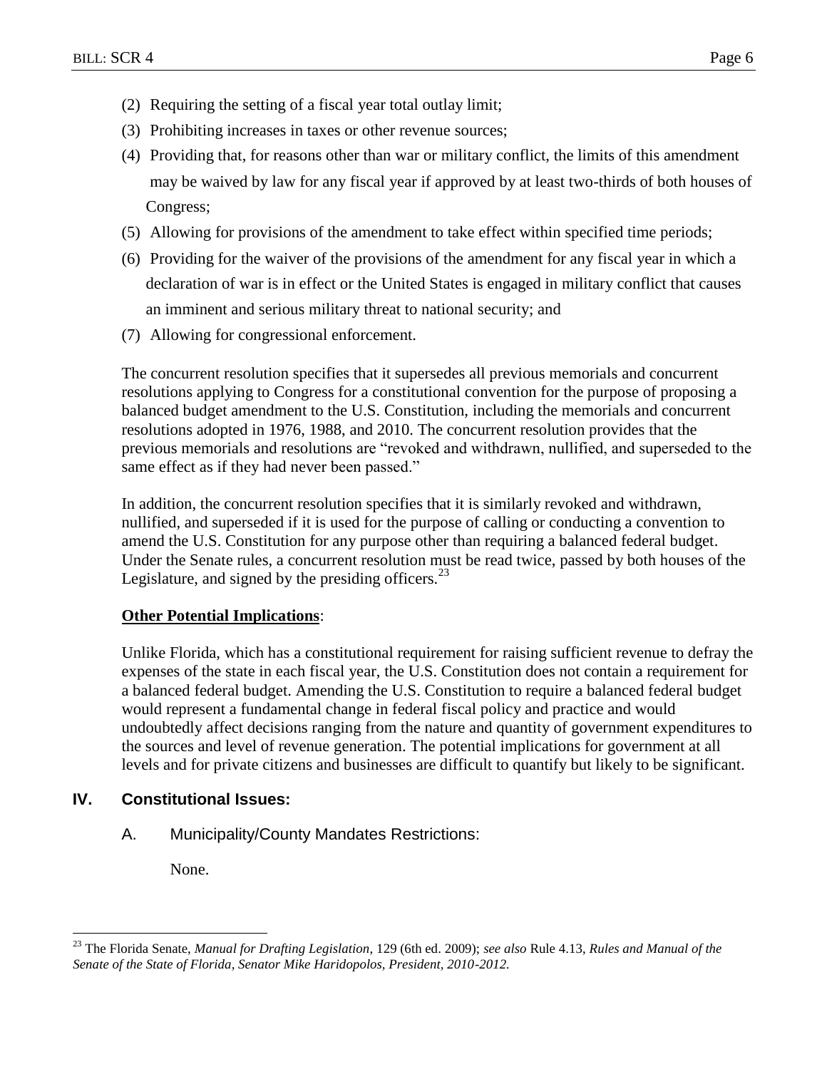(2) Requiring the setting of a fiscal year total outlay limit;

(3) Prohibiting increases in taxes or other revenue sources;

(4) Providing that, for reasons other than war or military conflict, the limits of this amendment may be waived by law for any fiscal year if approved by at least two-thirds of both houses of Congress;

(5) Allowing for provisions of the amendment to take effect within specified time periods;

(6) Providing for the waiver of the provisions of the amendment for any fiscal year in which a declaration of war is in effect or the United States is engaged in military conflict that causes an imminent and serious military threat to national security; and

(7) Allowing for congressional enforcement.

The concurrent resolution specifies that it supersedes all previous memorials and concurrent resolutions applying to Congress for a constitutional convention for the purpose of proposing a balanced budget amendment to the U.S. Constitution, including the memorials and concurrent resolutions adopted in 1976, 1988, and 2010. The concurrent resolution provides that the previous memorials and resolutions are "revoked and withdrawn, nullified, and superseded to the same effect as if they had never been passed."

In addition, the concurrent resolution specifies that it is similarly revoked and withdrawn, nullified, and superseded if it is used for the purpose of calling or conducting a convention to amend the U.S. Constitution for any purpose other than requiring a balanced federal budget. Under the Senate rules, a concurrent resolution must be read twice, passed by both houses of the Legislature, and signed by the presiding officers.[23]

**Other Potential Implications**:

Unlike Florida, which has a constitutional requirement for raising sufficient revenue to defray the expenses of the state in each fiscal year, the U.S. Constitution does not contain a requirement for a balanced federal budget. Amending the U.S. Constitution to require a balanced federal budget would represent a fundamental change in federal fiscal policy and practice and would undoubtedly affect decisions ranging from the nature and quantity of government expenditures to the sources and level of revenue generation. The potential implications for government at all levels and for private citizens and businesses are difficult to quantify but likely to be significant.

## IV. Constitutional Issues:

### A. Municipality/County Mandates Restrictions:

None.

---

[23] The Florida Senate, *Manual for Drafting Legislation*, 129 (6th ed. 2009); *see also* Rule 4.13, *Rules and Manual of the Senate of the State of Florida, Senator Mike Haridopolos, President, 2010-2012.*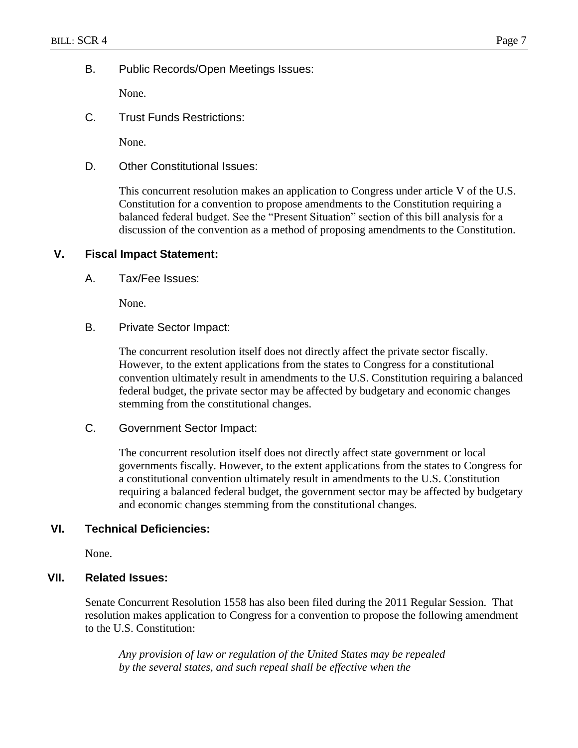### B. Public Records/Open Meetings Issues:

None.

### C. Trust Funds Restrictions:

None.

### D. Other Constitutional Issues:

This concurrent resolution makes an application to Congress under article V of the U.S. Constitution for a convention to propose amendments to the Constitution requiring a balanced federal budget. See the "Present Situation" section of this bill analysis for a discussion of the convention as a method of proposing amendments to the Constitution.

## V. Fiscal Impact Statement:

### A. Tax/Fee Issues:

None.

### B. Private Sector Impact:

The concurrent resolution itself does not directly affect the private sector fiscally. However, to the extent applications from the states to Congress for a constitutional convention ultimately result in amendments to the U.S. Constitution requiring a balanced federal budget, the private sector may be affected by budgetary and economic changes stemming from the constitutional changes.

### C. Government Sector Impact:

The concurrent resolution itself does not directly affect state government or local governments fiscally. However, to the extent applications from the states to Congress for a constitutional convention ultimately result in amendments to the U.S. Constitution requiring a balanced federal budget, the government sector may be affected by budgetary and economic changes stemming from the constitutional changes.

## VI. Technical Deficiencies:

None.

## VII. Related Issues:

Senate Concurrent Resolution 1558 has also been filed during the 2011 Regular Session. That resolution makes application to Congress for a convention to propose the following amendment to the U.S. Constitution:

> *Any provision of law or regulation of the United States may be repealed by the several states, and such repeal shall be effective when the*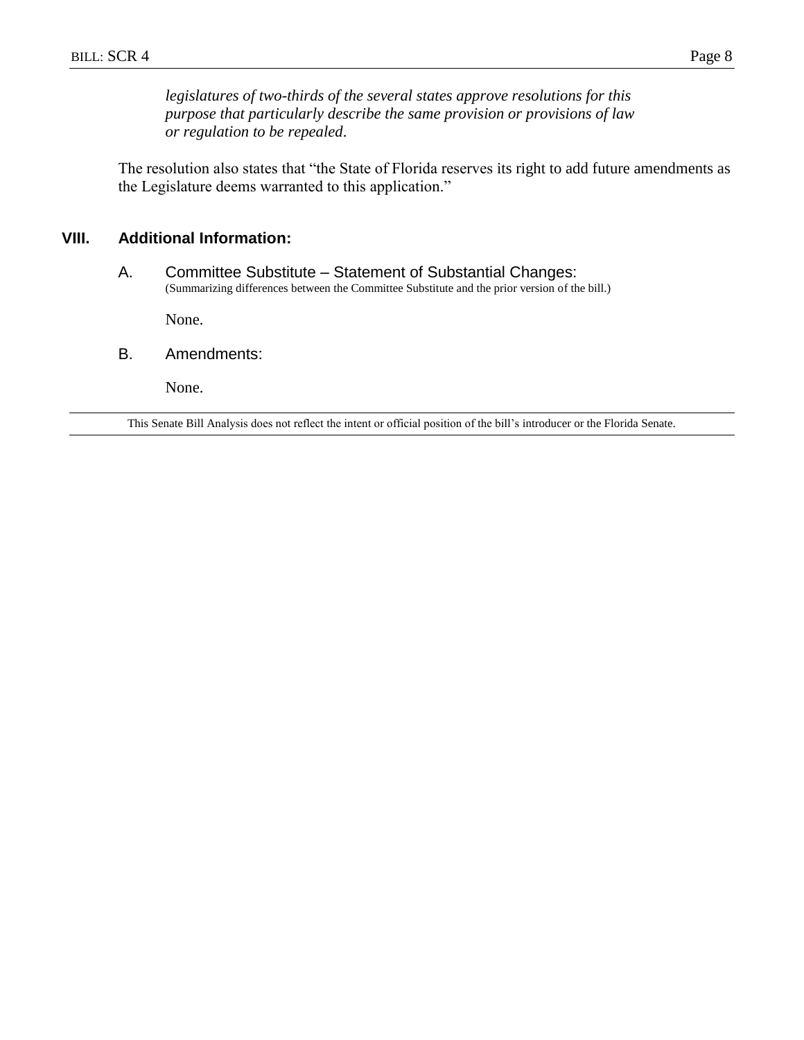*legislatures of two-thirds of the several states approve resolutions for this purpose that particularly describe the same provision or provisions of law or regulation to be repealed*.

The resolution also states that "the State of Florida reserves its right to add future amendments as the Legislature deems warranted to this application."

## VIII. Additional Information:

### A. Committee Substitute – Statement of Substantial Changes:

(Summarizing differences between the Committee Substitute and the prior version of the bill.)

None.

### B. Amendments:

None.

This Senate Bill Analysis does not reflect the intent or official position of the bill's introducer or the Florida Senate.